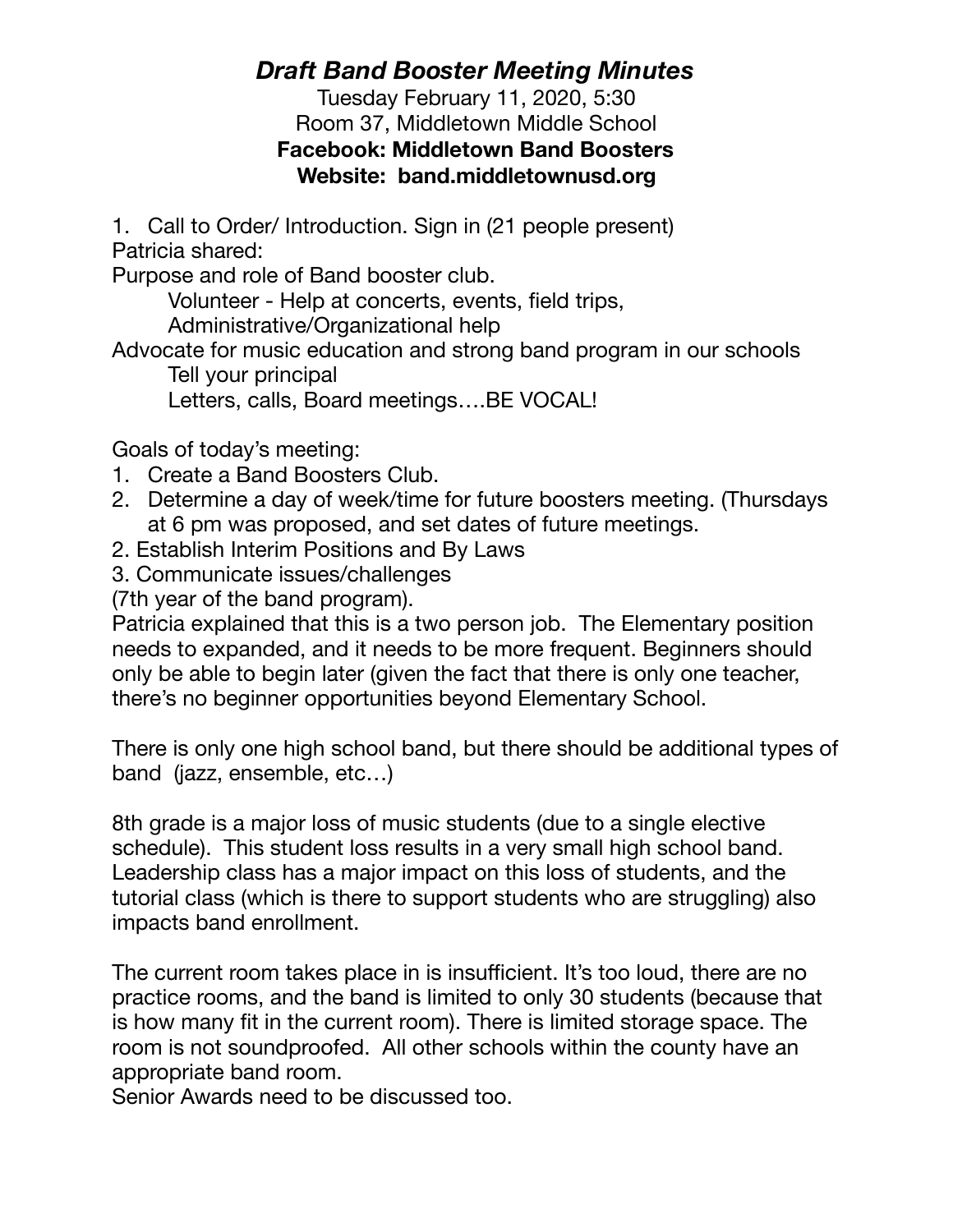# *Draft Band Booster Meeting Minutes*

Tuesday February 11, 2020, 5:30
Room 37, Middletown Middle School
**Facebook: Middletown Band Boosters**
**Website: band.middletownusd.org**

1. Call to Order/ Introduction. Sign in (21 people present)

Patricia shared:

Purpose and role of Band booster club.

- Volunteer - Help at concerts, events, field trips, Administrative/Organizational help

Advocate for music education and strong band program in our schools

- Tell your principal
- Letters, calls, Board meetings….BE VOCAL!

Goals of today's meeting:

1. Create a Band Boosters Club.
2. Determine a day of week/time for future boosters meeting. (Thursdays at 6 pm was proposed, and set dates of future meetings.

2. Establish Interim Positions and By Laws

3. Communicate issues/challenges

(7th year of the band program).

Patricia explained that this is a two person job. The Elementary position needs to expanded, and it needs to be more frequent. Beginners should only be able to begin later (given the fact that there is only one teacher, there's no beginner opportunities beyond Elementary School.

There is only one high school band, but there should be additional types of band (jazz, ensemble, etc…)

8th grade is a major loss of music students (due to a single elective schedule). This student loss results in a very small high school band. Leadership class has a major impact on this loss of students, and the tutorial class (which is there to support students who are struggling) also impacts band enrollment.

The current room takes place in is insufficient. It's too loud, there are no practice rooms, and the band is limited to only 30 students (because that is how many fit in the current room). There is limited storage space. The room is not soundproofed. All other schools within the county have an appropriate band room.

Senior Awards need to be discussed too.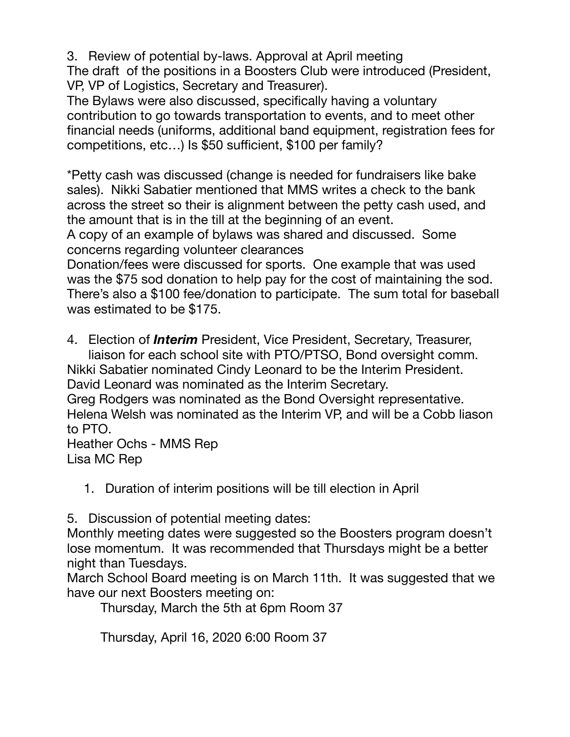3. Review of potential by-laws. Approval at April meeting

The draft of the positions in a Boosters Club were introduced (President, VP, VP of Logistics, Secretary and Treasurer).

The Bylaws were also discussed, specifically having a voluntary contribution to go towards transportation to events, and to meet other financial needs (uniforms, additional band equipment, registration fees for competitions, etc…) Is $50 sufficient, $100 per family?

*Petty cash was discussed (change is needed for fundraisers like bake sales). Nikki Sabatier mentioned that MMS writes a check to the bank across the street so their is alignment between the petty cash used, and the amount that is in the till at the beginning of an event.

A copy of an example of bylaws was shared and discussed. Some concerns regarding volunteer clearances

Donation/fees were discussed for sports. One example that was used was the $75 sod donation to help pay for the cost of maintaining the sod. There's also a $100 fee/donation to participate. The sum total for baseball was estimated to be $175.

4. Election of ***Interim*** President, Vice President, Secretary, Treasurer, liaison for each school site with PTO/PTSO, Bond oversight comm.

Nikki Sabatier nominated Cindy Leonard to be the Interim President.
David Leonard was nominated as the Interim Secretary.
Greg Rodgers was nominated as the Bond Oversight representative.
Helena Welsh was nominated as the Interim VP, and will be a Cobb liason to PTO.
Heather Ochs - MMS Rep
Lisa MC Rep

1. Duration of interim positions will be till election in April

5. Discussion of potential meeting dates:

Monthly meeting dates were suggested so the Boosters program doesn't lose momentum. It was recommended that Thursdays might be a better night than Tuesdays.

March School Board meeting is on March 11th. It was suggested that we have our next Boosters meeting on:

Thursday, March the 5th at 6pm Room 37

Thursday, April 16, 2020 6:00 Room 37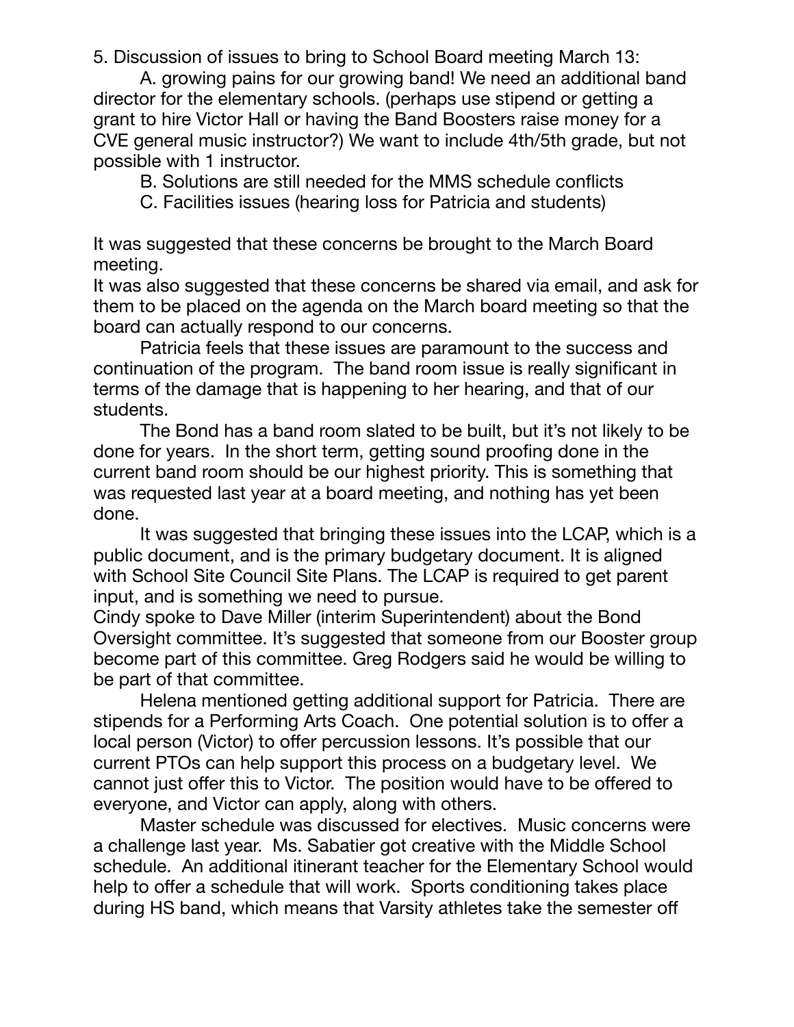5. Discussion of issues to bring to School Board meeting March 13:

A. growing pains for our growing band! We need an additional band director for the elementary schools. (perhaps use stipend or getting a grant to hire Victor Hall or having the Band Boosters raise money for a CVE general music instructor?) We want to include 4th/5th grade, but not possible with 1 instructor.

B. Solutions are still needed for the MMS schedule conflicts

C. Facilities issues (hearing loss for Patricia and students)

It was suggested that these concerns be brought to the March Board meeting.
It was also suggested that these concerns be shared via email, and ask for them to be placed on the agenda on the March board meeting so that the board can actually respond to our concerns.

Patricia feels that these issues are paramount to the success and continuation of the program. The band room issue is really significant in terms of the damage that is happening to her hearing, and that of our students.

The Bond has a band room slated to be built, but it's not likely to be done for years. In the short term, getting sound proofing done in the current band room should be our highest priority. This is something that was requested last year at a board meeting, and nothing has yet been done.

It was suggested that bringing these issues into the LCAP, which is a public document, and is the primary budgetary document. It is aligned with School Site Council Site Plans. The LCAP is required to get parent input, and is something we need to pursue.
Cindy spoke to Dave Miller (interim Superintendent) about the Bond Oversight committee. It's suggested that someone from our Booster group become part of this committee. Greg Rodgers said he would be willing to be part of that committee.

Helena mentioned getting additional support for Patricia. There are stipends for a Performing Arts Coach. One potential solution is to offer a local person (Victor) to offer percussion lessons. It's possible that our current PTOs can help support this process on a budgetary level. We cannot just offer this to Victor. The position would have to be offered to everyone, and Victor can apply, along with others.

Master schedule was discussed for electives. Music concerns were a challenge last year. Ms. Sabatier got creative with the Middle School schedule. An additional itinerant teacher for the Elementary School would help to offer a schedule that will work. Sports conditioning takes place during HS band, which means that Varsity athletes take the semester off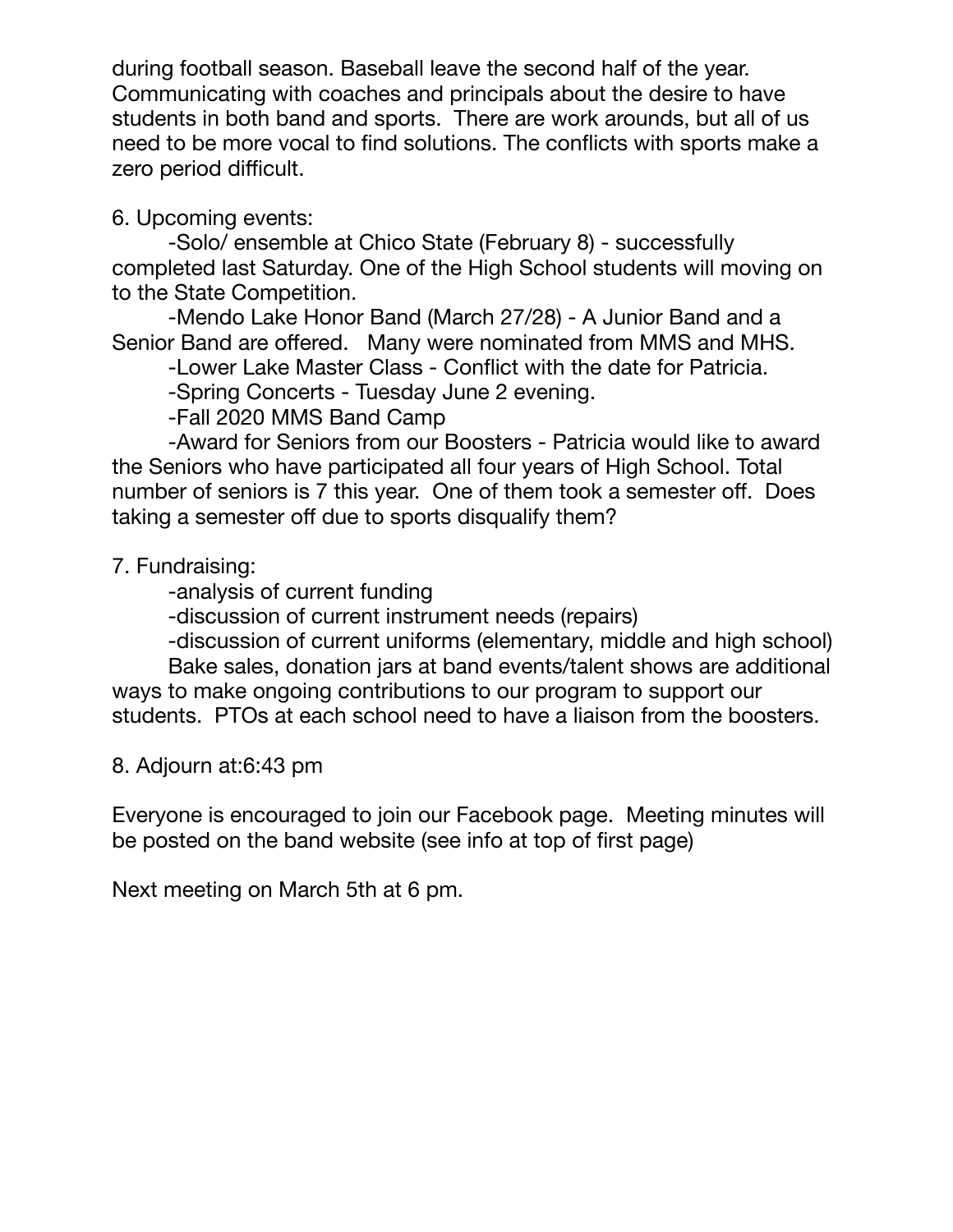during football season. Baseball leave the second half of the year. Communicating with coaches and principals about the desire to have students in both band and sports. There are work arounds, but all of us need to be more vocal to find solutions. The conflicts with sports make a zero period difficult.

6. Upcoming events:
   - Solo/ ensemble at Chico State (February 8) - successfully completed last Saturday. One of the High School students will moving on to the State Competition.
   - Mendo Lake Honor Band (March 27/28) - A Junior Band and a Senior Band are offered. Many were nominated from MMS and MHS.
   - Lower Lake Master Class - Conflict with the date for Patricia.
   - Spring Concerts - Tuesday June 2 evening.
   - Fall 2020 MMS Band Camp
   - Award for Seniors from our Boosters - Patricia would like to award the Seniors who have participated all four years of High School. Total number of seniors is 7 this year. One of them took a semester off. Does taking a semester off due to sports disqualify them?

7. Fundraising:
   - analysis of current funding
   - discussion of current instrument needs (repairs)
   - discussion of current uniforms (elementary, middle and high school)

   Bake sales, donation jars at band events/talent shows are additional ways to make ongoing contributions to our program to support our students. PTOs at each school need to have a liaison from the boosters.

8. Adjourn at:6:43 pm

Everyone is encouraged to join our Facebook page. Meeting minutes will be posted on the band website (see info at top of first page)

Next meeting on March 5th at 6 pm.